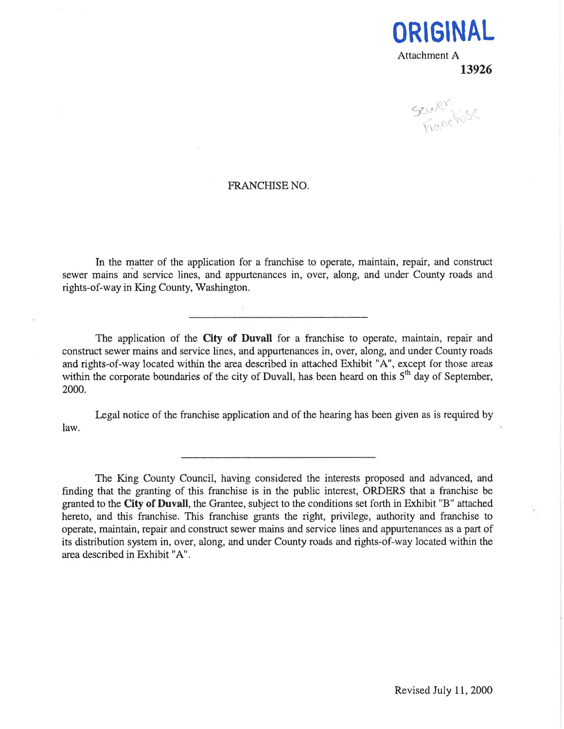**ORIGINAL**

Attachment A

**13926**

Sewer Franchise

FRANCHISE NO.

In the matter of the application for a franchise to operate, maintain, repair, and construct sewer mains and service lines, and appurtenances in, over, along, and under County roads and rights-of-way in King County, Washington.

---

The application of the **City of Duvall** for a franchise to operate, maintain, repair and construct sewer mains and service lines, and appurtenances in, over, along, and under County roads and rights-of-way located within the area described in attached Exhibit "A", except for those areas within the corporate boundaries of the city of Duvall, has been heard on this 5th day of September, 2000.

Legal notice of the franchise application and of the hearing has been given as is required by law.

---

The King County Council, having considered the interests proposed and advanced, and finding that the granting of this franchise is in the public interest, ORDERS that a franchise be granted to the **City of Duvall**, the Grantee, subject to the conditions set forth in Exhibit "B" attached hereto, and this franchise. This franchise grants the right, privilege, authority and franchise to operate, maintain, repair and construct sewer mains and service lines and appurtenances as a part of its distribution system in, over, along, and under County roads and rights-of-way located within the area described in Exhibit "A".

Revised July 11, 2000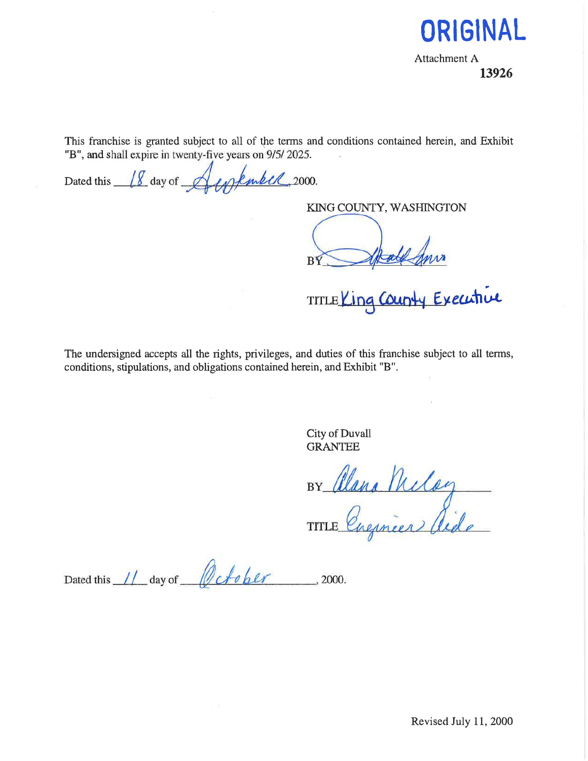**ORIGINAL**

Attachment A

**13926**

This franchise is granted subject to all of the terms and conditions contained herein, and Exhibit "B", and shall expire in twenty-five years on 9/5/ 2025.

Dated this 18 day of September, 2000.

KING COUNTY, WASHINGTON

BY ______________________

TITLE King County Executive

The undersigned accepts all the rights, privileges, and duties of this franchise subject to all terms, conditions, stipulations, and obligations contained herein, and Exhibit "B".

City of Duvall
GRANTEE

BY Alana McCoy

TITLE Engineer's Aide

Dated this 11 day of October, 2000.

Revised July 11, 2000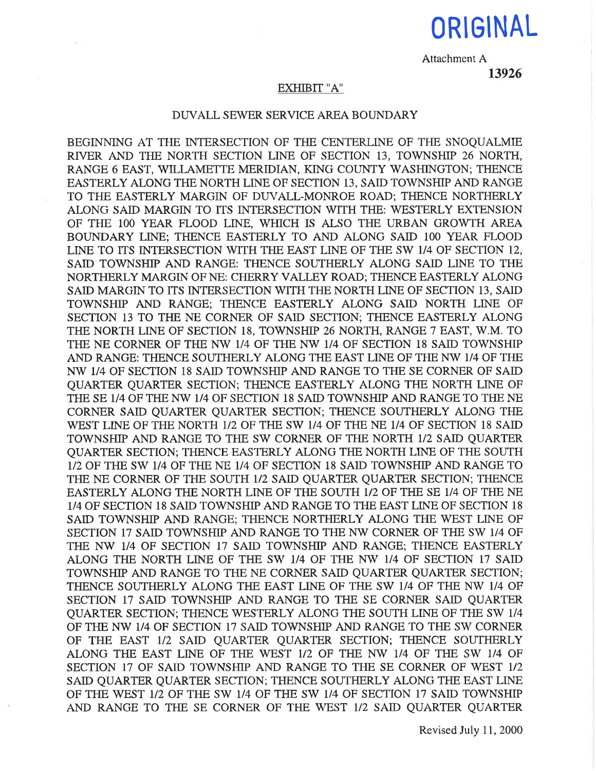**ORIGINAL**

Attachment A

**13926**

EXHIBIT "A"

DUVALL SEWER SERVICE AREA BOUNDARY

BEGINNING AT THE INTERSECTION OF THE CENTERLINE OF THE SNOQUALMIE RIVER AND THE NORTH SECTION LINE OF SECTION 13, TOWNSHIP 26 NORTH, RANGE 6 EAST, WILLAMETTE MERIDIAN, KING COUNTY WASHINGTON; THENCE EASTERLY ALONG THE NORTH LINE OF SECTION 13, SAID TOWNSHIP AND RANGE TO THE EASTERLY MARGIN OF DUVALL-MONROE ROAD; THENCE NORTHERLY ALONG SAID MARGIN TO ITS INTERSECTION WITH THE: WESTERLY EXTENSION OF THE 100 YEAR FLOOD LINE, WHICH IS ALSO THE URBAN GROWTH AREA BOUNDARY LINE; THENCE EASTERLY TO AND ALONG SAID 100 YEAR FLOOD LINE TO ITS INTERSECTION WITH THE EAST LINE OF THE SW 1/4 OF SECTION 12, SAID TOWNSHIP AND RANGE: THENCE SOUTHERLY ALONG SAID LINE TO THE NORTHERLY MARGIN OF NE: CHERRY VALLEY ROAD; THENCE EASTERLY ALONG SAID MARGIN TO ITS INTERSECTION WITH THE NORTH LINE OF SECTION 13, SAID TOWNSHIP AND RANGE; THENCE EASTERLY ALONG SAID NORTH LINE OF SECTION 13 TO THE NE CORNER OF SAID SECTION; THENCE EASTERLY ALONG THE NORTH LINE OF SECTION 18, TOWNSHIP 26 NORTH, RANGE 7 EAST, W.M. TO THE NE CORNER OF THE NW 1/4 OF THE NW 1/4 OF SECTION 18 SAID TOWNSHIP AND RANGE: THENCE SOUTHERLY ALONG THE EAST LINE OF THE NW 1/4 OF THE NW 1/4 OF SECTION 18 SAID TOWNSHIP AND RANGE TO THE SE CORNER OF SAID QUARTER QUARTER SECTION; THENCE EASTERLY ALONG THE NORTH LINE OF THE SE 1/4 OF THE NW 1/4 OF SECTION 18 SAID TOWNSHIP AND RANGE TO THE NE CORNER SAID QUARTER QUARTER SECTION; THENCE SOUTHERLY ALONG THE WEST LINE OF THE NORTH 1/2 OF THE SW 1/4 OF THE NE 1/4 OF SECTION 18 SAID TOWNSHIP AND RANGE TO THE SW CORNER OF THE NORTH 1/2 SAID QUARTER QUARTER SECTION; THENCE EASTERLY ALONG THE NORTH LINE OF THE SOUTH 1/2 OF THE SW 1/4 OF THE NE 1/4 OF SECTION 18 SAID TOWNSHIP AND RANGE TO THE NE CORNER OF THE SOUTH 1/2 SAID QUARTER QUARTER SECTION; THENCE EASTERLY ALONG THE NORTH LINE OF THE SOUTH 1/2 OF THE SE 1/4 OF THE NE 1/4 OF SECTION 18 SAID TOWNSHIP AND RANGE TO THE EAST LINE OF SECTION 18 SAID TOWNSHIP AND RANGE; THENCE NORTHERLY ALONG THE WEST LINE OF SECTION 17 SAID TOWNSHIP AND RANGE TO THE NW CORNER OF THE SW 1/4 OF THE NW 1/4 OF SECTION 17 SAID TOWNSHIP AND RANGE; THENCE EASTERLY ALONG THE NORTH LINE OF THE SW 1/4 OF THE NW 1/4 OF SECTION 17 SAID TOWNSHIP AND RANGE TO THE NE CORNER SAID QUARTER QUARTER SECTION; THENCE SOUTHERLY ALONG THE EAST LINE OF THE SW 1/4 OF THE NW 1/4 OF SECTION 17 SAID TOWNSHIP AND RANGE TO THE SE CORNER SAID QUARTER QUARTER SECTION; THENCE WESTERLY ALONG THE SOUTH LINE OF THE SW 1/4 OF THE NW 1/4 OF SECTION 17 SAID TOWNSHIP AND RANGE TO THE SW CORNER OF THE EAST 1/2 SAID QUARTER QUARTER SECTION; THENCE SOUTHERLY ALONG THE EAST LINE OF THE WEST 1/2 OF THE NW 1/4 OF THE SW 1/4 OF SECTION 17 OF SAID TOWNSHIP AND RANGE TO THE SE CORNER OF WEST 1/2 SAID QUARTER QUARTER SECTION; THENCE SOUTHERLY ALONG THE EAST LINE OF THE WEST 1/2 OF THE SW 1/4 OF THE SW 1/4 OF SECTION 17 SAID TOWNSHIP AND RANGE TO THE SE CORNER OF THE WEST 1/2 SAID QUARTER QUARTER

Revised July 11, 2000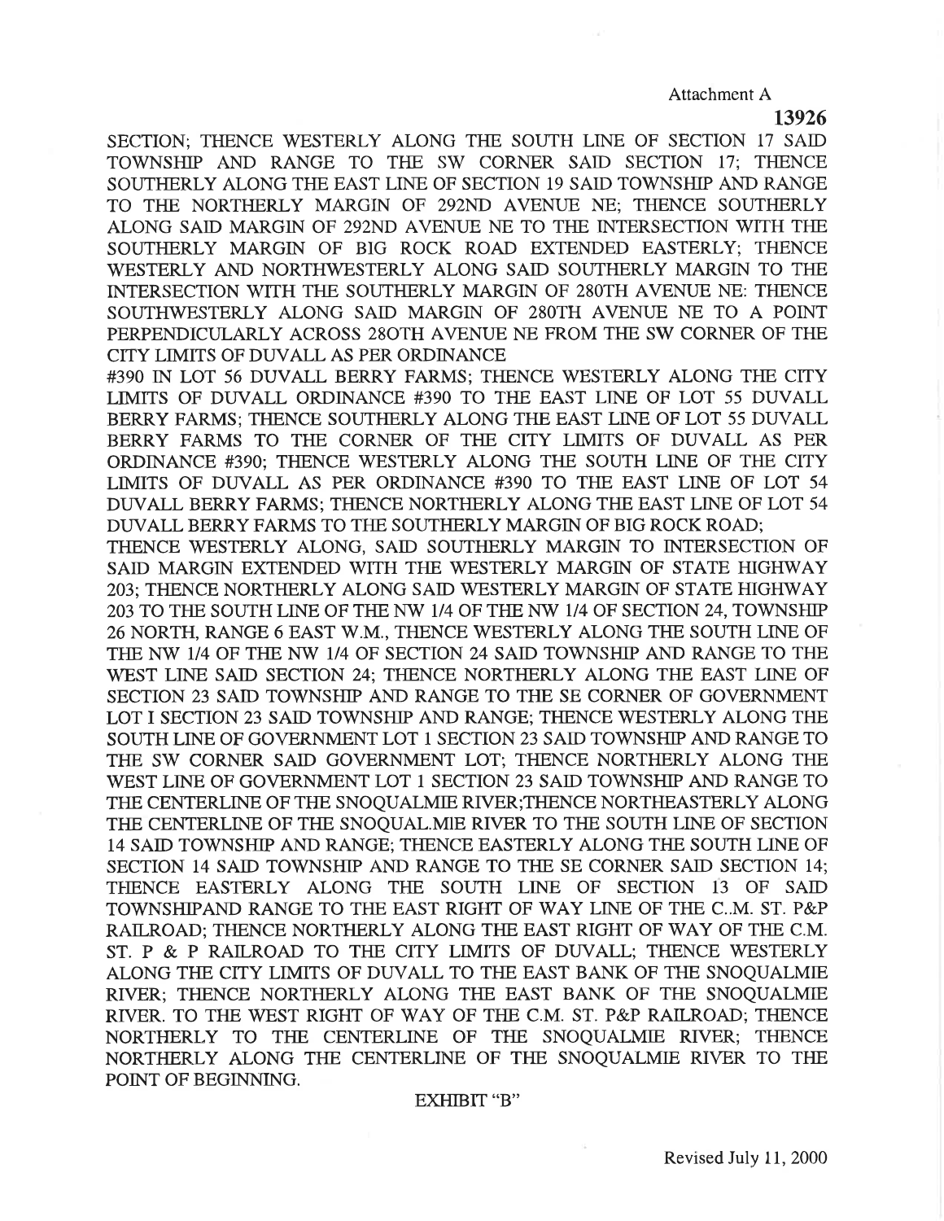Attachment A

**13926**

SECTION; THENCE WESTERLY ALONG THE SOUTH LINE OF SECTION 17 SAID TOWNSHIP AND RANGE TO THE SW CORNER SAID SECTION 17; THENCE SOUTHERLY ALONG THE EAST LINE OF SECTION 19 SAID TOWNSHIP AND RANGE TO THE NORTHERLY MARGIN OF 292ND AVENUE NE; THENCE SOUTHERLY ALONG SAID MARGIN OF 292ND AVENUE NE TO THE INTERSECTION WITH THE SOUTHERLY MARGIN OF BIG ROCK ROAD EXTENDED EASTERLY; THENCE WESTERLY AND NORTHWESTERLY ALONG SAID SOUTHERLY MARGIN TO THE INTERSECTION WITH THE SOUTHERLY MARGIN OF 280TH AVENUE NE: THENCE SOUTHWESTERLY ALONG SAID MARGIN OF 280TH AVENUE NE TO A POINT PERPENDICULARLY ACROSS 280TH AVENUE NE FROM THE SW CORNER OF THE CITY LIMITS OF DUVALL AS PER ORDINANCE

#390 IN LOT 56 DUVALL BERRY FARMS; THENCE WESTERLY ALONG THE CITY LIMITS OF DUVALL ORDINANCE #390 TO THE EAST LINE OF LOT 55 DUVALL BERRY FARMS; THENCE SOUTHERLY ALONG THE EAST LINE OF LOT 55 DUVALL BERRY FARMS TO THE CORNER OF THE CITY LIMITS OF DUVALL AS PER ORDINANCE #390; THENCE WESTERLY ALONG THE SOUTH LINE OF THE CITY LIMITS OF DUVALL AS PER ORDINANCE #390 TO THE EAST LINE OF LOT 54 DUVALL BERRY FARMS; THENCE NORTHERLY ALONG THE EAST LINE OF LOT 54 DUVALL BERRY FARMS TO THE SOUTHERLY MARGIN OF BIG ROCK ROAD;

THENCE WESTERLY ALONG, SAID SOUTHERLY MARGIN TO INTERSECTION OF SAID MARGIN EXTENDED WITH THE WESTERLY MARGIN OF STATE HIGHWAY 203; THENCE NORTHERLY ALONG SAID WESTERLY MARGIN OF STATE HIGHWAY 203 TO THE SOUTH LINE OF THE NW 1/4 OF THE NW 1/4 OF SECTION 24, TOWNSHIP 26 NORTH, RANGE 6 EAST W.M., THENCE WESTERLY ALONG THE SOUTH LINE OF THE NW 1/4 OF THE NW 1/4 OF SECTION 24 SAID TOWNSHIP AND RANGE TO THE WEST LINE SAID SECTION 24; THENCE NORTHERLY ALONG THE EAST LINE OF SECTION 23 SAID TOWNSHIP AND RANGE TO THE SE CORNER OF GOVERNMENT LOT I SECTION 23 SAID TOWNSHIP AND RANGE; THENCE WESTERLY ALONG THE SOUTH LINE OF GOVERNMENT LOT 1 SECTION 23 SAID TOWNSHIP AND RANGE TO THE SW CORNER SAID GOVERNMENT LOT; THENCE NORTHERLY ALONG THE WEST LINE OF GOVERNMENT LOT 1 SECTION 23 SAID TOWNSHIP AND RANGE TO THE CENTERLINE OF THE SNOQUALMIE RIVER;THENCE NORTHEASTERLY ALONG THE CENTERLINE OF THE SNOQUAL.MIE RIVER TO THE SOUTH LINE OF SECTION 14 SAID TOWNSHIP AND RANGE; THENCE EASTERLY ALONG THE SOUTH LINE OF SECTION 14 SAID TOWNSHIP AND RANGE TO THE SE CORNER SAID SECTION 14; THENCE EASTERLY ALONG THE SOUTH LINE OF SECTION 13 OF SAID TOWNSHIPAND RANGE TO THE EAST RIGHT OF WAY LINE OF THE C..M. ST. P&P RAILROAD; THENCE NORTHERLY ALONG THE EAST RIGHT OF WAY OF THE C.M. ST. P & P RAILROAD TO THE CITY LIMITS OF DUVALL; THENCE WESTERLY ALONG THE CITY LIMITS OF DUVALL TO THE EAST BANK OF THE SNOQUALMIE RIVER; THENCE NORTHERLY ALONG THE EAST BANK OF THE SNOQUALMIE RIVER. TO THE WEST RIGHT OF WAY OF THE C.M. ST. P&P RAILROAD; THENCE NORTHERLY TO THE CENTERLINE OF THE SNOQUALMIE RIVER; THENCE NORTHERLY ALONG THE CENTERLINE OF THE SNOQUALMIE RIVER TO THE POINT OF BEGINNING.

EXHIBIT "B"

Revised July 11, 2000